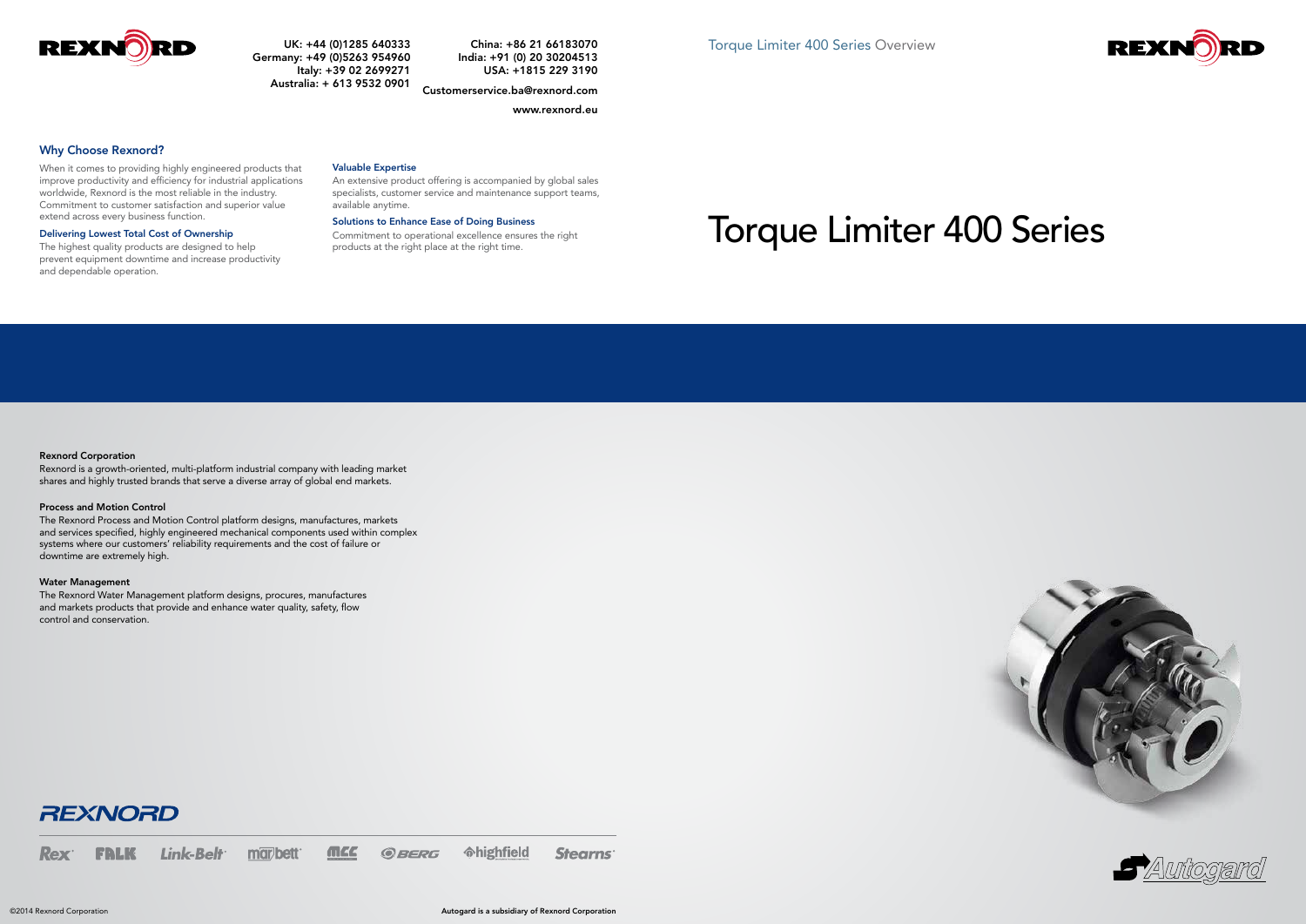# Torque Limiter 400 Series

Torque Limiter 400 Series Overview

UK: +44 (0)1285 640333
Germany: +49 (0)5263 954960
Italy: +39 02 2699271
Australia: + 613 9532 0901

China: +86 21 66183070
India: +91 (0) 20 30204513
USA: +1815 229 3190

Customerservice.ba@rexnord.com

www.rexnord.eu

## Why Choose Rexnord?

When it comes to providing highly engineered products that improve productivity and efficiency for industrial applications worldwide, Rexnord is the most reliable in the industry. Commitment to customer satisfaction and superior value extend across every business function.

### Delivering Lowest Total Cost of Ownership

The highest quality products are designed to help prevent equipment downtime and increase productivity and dependable operation.

### Valuable Expertise

An extensive product offering is accompanied by global sales specialists, customer service and maintenance support teams, available anytime.

### Solutions to Enhance Ease of Doing Business

Commitment to operational excellence ensures the right products at the right place at the right time.

**Rexnord Corporation**

Rexnord is a growth-oriented, multi-platform industrial company with leading market shares and highly trusted brands that serve a diverse array of global end markets.

**Process and Motion Control**

The Rexnord Process and Motion Control platform designs, manufactures, markets and services specified, highly engineered mechanical components used within complex systems where our customers' reliability requirements and the cost of failure or downtime are extremely high.

**Water Management**

The Rexnord Water Management platform designs, procures, manufactures and markets products that provide and enhance water quality, safety, flow control and conservation.

REXNORD

Rex · FALK · Link-Belt · marbett · MCC · BERG · highfield · Stearns

Autogard

©2014 Rexnord Corporation

Autogard is a subsidiary of Rexnord Corporation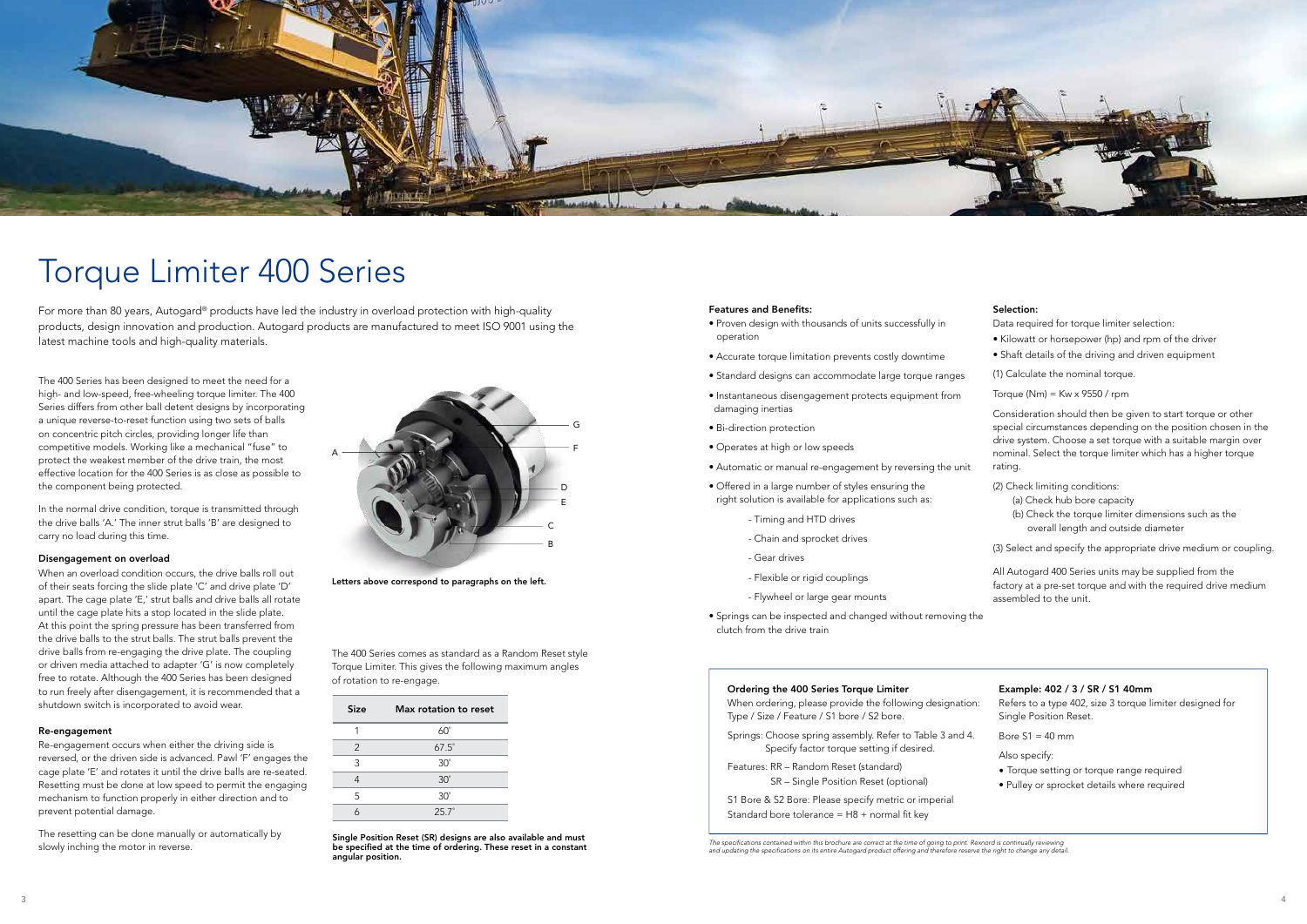# Torque Limiter 400 Series

For more than 80 years, Autogard® products have led the industry in overload protection with high-quality products, design innovation and production. Autogard products are manufactured to meet ISO 9001 using the latest machine tools and high-quality materials.

The 400 Series has been designed to meet the need for a high- and low-speed, free-wheeling torque limiter. The 400 Series differs from other ball detent designs by incorporating a unique reverse-to-reset function using two sets of balls on concentric pitch circles, providing longer life than competitive models. Working like a mechanical "fuse" to protect the weakest member of the drive train, the most effective location for the 400 Series is as close as possible to the component being protected.

In the normal drive condition, torque is transmitted through the drive balls 'A.' The inner strut balls 'B' are designed to carry no load during this time.

### Disengagement on overload

When an overload condition occurs, the drive balls roll out of their seats forcing the slide plate 'C' and drive plate 'D' apart. The cage plate 'E,' strut balls and drive balls all rotate until the cage plate hits a stop located in the slide plate. At this point the spring pressure has been transferred from the drive balls to the strut balls. The strut balls prevent the drive balls from re-engaging the drive plate. The coupling or driven media attached to adapter 'G' is now completely free to rotate. Although the 400 Series has been designed to run freely after disengagement, it is recommended that a shutdown switch is incorporated to avoid wear.

### Re-engagement

Re-engagement occurs when either the driving side is reversed, or the driven side is advanced. Pawl 'F' engages the cage plate 'E' and rotates it until the drive balls are re-seated. Resetting must be done at low speed to permit the engaging mechanism to function properly in either direction and to prevent potential damage.

The resetting can be done manually or automatically by slowly inching the motor in reverse.

**Letters above correspond to paragraphs on the left.**

The 400 Series comes as standard as a Random Reset style Torque Limiter. This gives the following maximum angles of rotation to re-engage.

| Size | Max rotation to reset |
|---|---|
| 1 | 60° |
| 2 | 67.5° |
| 3 | 30° |
| 4 | 30° |
| 5 | 30° |
| 6 | 25.7° |

**Single Position Reset (SR) designs are also available and must be specified at the time of ordering. These reset in a constant angular position.**

### Features and Benefits:

- Proven design with thousands of units successfully in operation
- Accurate torque limitation prevents costly downtime
- Standard designs can accommodate large torque ranges
- Instantaneous disengagement protects equipment from damaging inertias
- Bi-direction protection
- Operates at high or low speeds
- Automatic or manual re-engagement by reversing the unit
- Offered in a large number of styles ensuring the right solution is available for applications such as:
  - Timing and HTD drives
  - Chain and sprocket drives
  - Gear drives
  - Flexible or rigid couplings
  - Flywheel or large gear mounts
- Springs can be inspected and changed without removing the clutch from the drive train

### Selection:

Data required for torque limiter selection:

- Kilowatt or horsepower (hp) and rpm of the driver
- Shaft details of the driving and driven equipment

(1) Calculate the nominal torque.

Torque (Nm) = Kw x 9550 / rpm

Consideration should then be given to start torque or other special circumstances depending on the position chosen in the drive system. Choose a set torque with a suitable margin over nominal. Select the torque limiter which has a higher torque rating.

(2) Check limiting conditions:

(a) Check hub bore capacity

(b) Check the torque limiter dimensions such as the overall length and outside diameter

(3) Select and specify the appropriate drive medium or coupling.

All Autogard 400 Series units may be supplied from the factory at a pre-set torque and with the required drive medium assembled to the unit.

### Ordering the 400 Series Torque Limiter

When ordering, please provide the following designation: Type / Size / Feature / S1 bore / S2 bore.

Springs: Choose spring assembly. Refer to Table 3 and 4. Specify factor torque setting if desired.

Features: RR – Random Reset (standard)
SR – Single Position Reset (optional)

S1 Bore & S2 Bore: Please specify metric or imperial
Standard bore tolerance = H8 + normal fit key

### Example: 402 / 3 / SR / S1 40mm

Refers to a type 402, size 3 torque limiter designed for Single Position Reset.

Bore S1 = 40 mm

Also specify:

- Torque setting or torque range required
- Pulley or sprocket details where required

*The specifications contained within this brochure are correct at the time of going to print. Rexnord is continually reviewing and updating the specifications on its entire Autogard product offering and therefore reserve the right to change any detail.*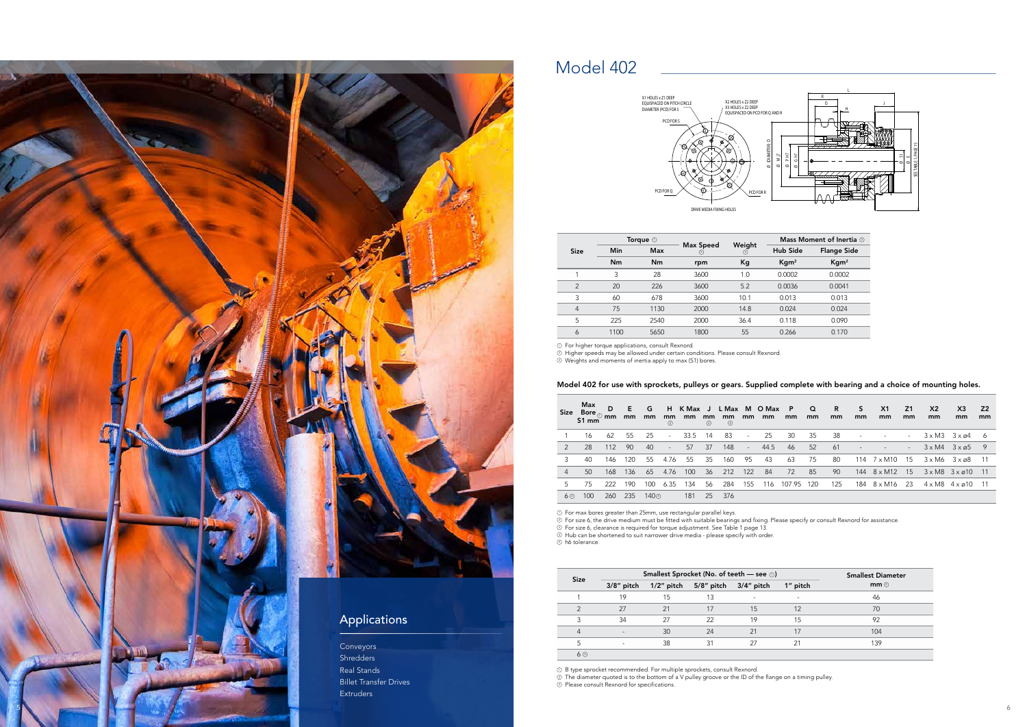## Applications

Conveyors
Shredders
Real Stands
Billet Transfer Drives
Extruders

# Model 402

X1 HOLES x Z1 DEEP EQUISPACED ON PITCH CIRCLE DIAMETER (PCD) FOR S

X2 HOLES x Z2 DEEP
X3 HOLES x Z2 DEEP
EQUISPACED ON PCD FOR Q AND R

PCD FOR S

PCD FOR Q

PCD FOR R

DRIVE MEDIA FIXING HOLES

| Size | Torque ① | | Max Speed ② | Weight ③ | Mass Moment of Inertia ③ | |
|---|---|---|---|---|---|---|
| | Min | Max | | | Hub Side | Flange Side |
| | Nm | Nm | rpm | Kg | Kgm² | Kgm² |
| 1 | 3 | 28 | 3600 | 1.0 | 0.0002 | 0.0002 |
| 2 | 20 | 226 | 3600 | 5.2 | 0.0036 | 0.0041 |
| 3 | 60 | 678 | 3600 | 10.1 | 0.013 | 0.013 |
| 4 | 75 | 1130 | 2000 | 14.8 | 0.024 | 0.024 |
| 5 | 225 | 2540 | 2000 | 36.4 | 0.118 | 0.090 |
| 6 | 1100 | 5650 | 1800 | 55 | 0.266 | 0.170 |

① For higher torque applications, consult Rexnord.
② Higher speeds may be allowed under certain conditions. Please consult Rexnord.
③ Weights and moments of inertia apply to max (S1) bores.

**Model 402 for use with sprockets, pulleys or gears. Supplied complete with bearing and a choice of mounting holes.**

| Size | Max Bore ① S1 mm | D mm | E mm | G mm | H mm ② | K Max mm | J mm ③ | L Max mm ④ | M mm | O Max mm | P mm | Q mm | R mm | S mm | X1 mm | Z1 mm | X2 mm | X3 mm | Z2 mm |
|---|---|---|---|---|---|---|---|---|---|---|---|---|---|---|---|---|---|---|---|
| 1 | 16 | 62 | 55 | 25 | - | 33.5 | 14 | 83 | - | 25 | 30 | 35 | 38 | - | - | - | 3 x M3 | 3 x ø4 | 6 |
| 2 | 28 | 112 | 90 | 40 | - | 57 | 37 | 148 | - | 44.5 | 46 | 52 | 61 | - | - | - | 3 x M4 | 3 x ø5 | 9 |
| 3 | 40 | 146 | 120 | 55 | 4.76 | 55 | 35 | 160 | 95 | 43 | 63 | 75 | 80 | 114 | 7 x M10 | 15 | 3 x M6 | 3 x ø8 | 11 |
| 4 | 50 | 168 | 136 | 65 | 4.76 | 100 | 36 | 212 | 122 | 84 | 72 | 85 | 90 | 144 | 8 x M12 | 15 | 3 x M8 | 3 x ø10 | 11 |
| 5 | 75 | 222 | 190 | 100 | 6.35 | 134 | 56 | 284 | 155 | 116 | 107.95 | 120 | 125 | 184 | 8 x M16 | 23 | 4 x M8 | 4 x ø10 | 11 |
| 6 ③ | 100 | 260 | 235 | 140⑤ | | 181 | 25 | 376 | | | | | | | | | | | |

① For max bores greater than 25mm, use rectangular parallel keys.
② For size 6, the drive medium must be fitted with suitable bearings and fixing. Please specify or consult Rexnord for assistance.
③ For size 6, clearance is required for torque adjustment. See Table 1 page 13.
④ Hub can be shortened to suit narrower drive media - please specify with order.
⑤ h6 tolerance.

| Size | Smallest Sprocket (No. of teeth — see ①) | | | | | Smallest Diameter mm ② |
|---|---|---|---|---|---|---|
| | 3/8" pitch | 1/2" pitch | 5/8" pitch | 3/4" pitch | 1" pitch | |
| 1 | 19 | 15 | 13 | - | - | 46 |
| 2 | 27 | 21 | 17 | 15 | 12 | 70 |
| 3 | 34 | 27 | 22 | 19 | 15 | 92 |
| 4 | - | 30 | 24 | 21 | 17 | 104 |
| 5 | - | 38 | 31 | 27 | 21 | 139 |
| 6 ③ | | | | | | |

① B type sprocket recommended. For multiple sprockets, consult Rexnord.
② The diameter quoted is to the bottom of a V pulley groove or the ID of the flange on a timing pulley.
③ Please consult Rexnord for specifications.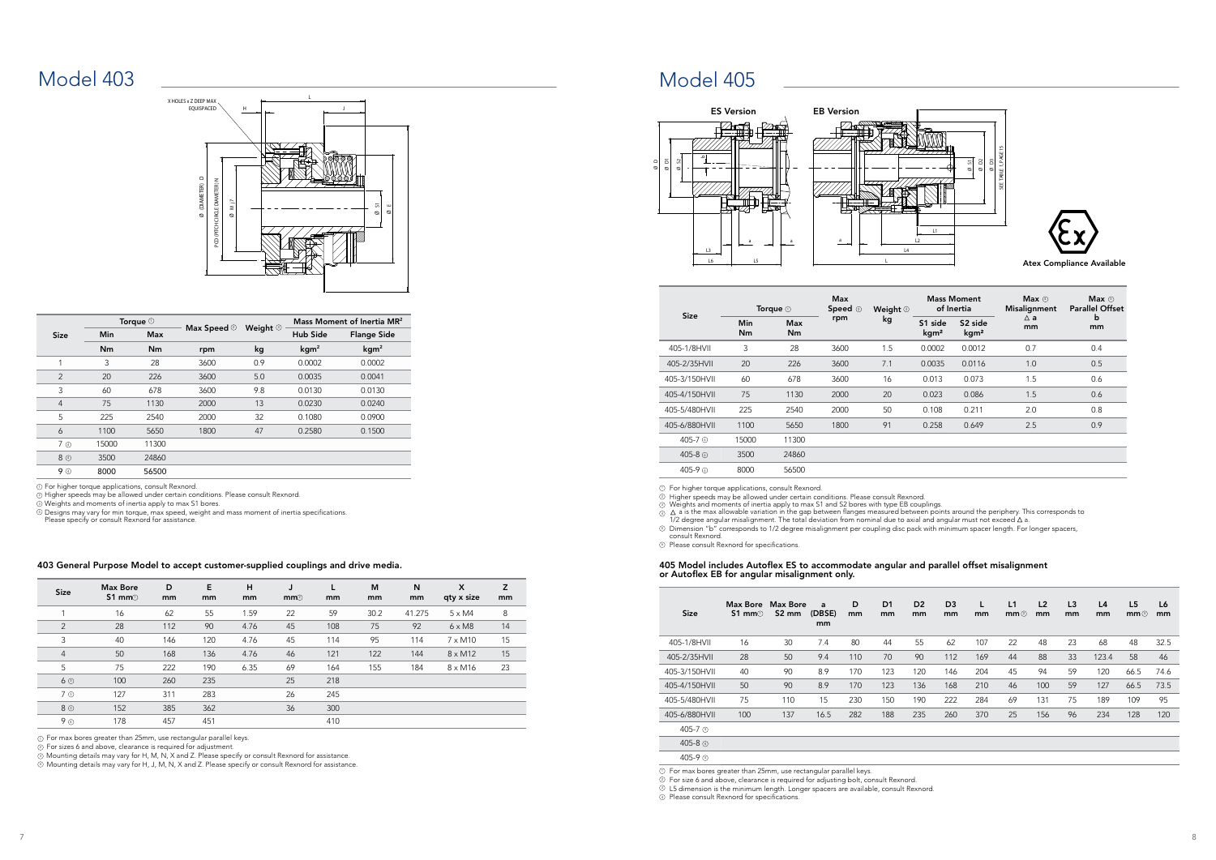# Model 403

| Size | Torque ① | | Max Speed ② | Weight ③ | Mass Moment of Inertia MR² | |
|---|---|---|---|---|---|---|
| | Min | Max | | | Hub Side | Flange Side |
| | Nm | Nm | rpm | kg | kgm² | kgm² |
| 1 | 3 | 28 | 3600 | 0.9 | 0.0002 | 0.0002 |
| 2 | 20 | 226 | 3600 | 5.0 | 0.0035 | 0.0041 |
| 3 | 60 | 678 | 3600 | 9.8 | 0.0130 | 0.0130 |
| 4 | 75 | 1130 | 2000 | 13 | 0.0230 | 0.0240 |
| 5 | 225 | 2540 | 2000 | 32 | 0.1080 | 0.0900 |
| 6 | 1100 | 5650 | 1800 | 47 | 0.2580 | 0.1500 |
| 7 ⑤ | 15000 | 11300 | | | | |
| 8 ⑤ | 3500 | 24860 | | | | |
| 9 ⑤ | 8000 | 56500 | | | | |

① For higher torque applications, consult Rexnord.
② Higher speeds may be allowed under certain conditions. Please consult Rexnord.
③ Weights and moments of inertia apply to max S1 bores.
⑤ Designs may vary for min torque, max speed, weight and mass moment of inertia specifications. Please specify or consult Rexnord for assistance.

### 403 General Purpose Model to accept customer-supplied couplings and drive media.

| Size | Max Bore S1 mm① | D mm | E mm | H mm | J mm② | L mm | M mm | N mm | X qty x size | Z mm |
|---|---|---|---|---|---|---|---|---|---|---|
| 1 | 16 | 62 | 55 | 1.59 | 22 | 59 | 30.2 | 41.275 | 5 x M4 | 8 |
| 2 | 28 | 112 | 90 | 4.76 | 45 | 108 | 75 | 92 | 6 x M8 | 14 |
| 3 | 40 | 146 | 120 | 4.76 | 45 | 114 | 95 | 114 | 7 x M10 | 15 |
| 4 | 50 | 168 | 136 | 4.76 | 46 | 121 | 122 | 144 | 8 x M12 | 15 |
| 5 | 75 | 222 | 190 | 6.35 | 69 | 164 | 155 | 184 | 8 x M16 | 23 |
| 6 ③ | 100 | 260 | 235 | | 25 | 218 | | | | |
| 7 ④ | 127 | 311 | 283 | | 26 | 245 | | | | |
| 8 ④ | 152 | 385 | 362 | | 36 | 300 | | | | |
| 9 ④ | 178 | 457 | 451 | | | 410 | | | | |

① For max bores greater than 25mm, use rectangular parallel keys.
② For sizes 6 and above, clearance is required for adjustment.
③ Mounting details may vary for H, M, N, X and Z. Please specify or consult Rexnord for assistance.
④ Mounting details may vary for H, J, M, N, X and Z. Please specify or consult Rexnord for assistance.

# Model 405

Atex Compliance Available

| Size | Torque ① | | Max Speed ② rpm | Weight ③ kg | Mass Moment of Inertia | | Max ④ Misalignment Δ a mm | Max ⑤ Parallel Offset b mm |
|---|---|---|---|---|---|---|---|---|
| | Min Nm | Max Nm | | | S1 side kgm² | S2 side kgm² | | |
| 405-1/8HVII | 3 | 28 | 3600 | 1.5 | 0.0002 | 0.0012 | 0.7 | 0.4 |
| 405-2/35HVII | 20 | 226 | 3600 | 7.1 | 0.0035 | 0.0116 | 1.0 | 0.5 |
| 405-3/150HVII | 60 | 678 | 3600 | 16 | 0.013 | 0.073 | 1.5 | 0.6 |
| 405-4/150HVII | 75 | 1130 | 2000 | 20 | 0.023 | 0.086 | 1.5 | 0.6 |
| 405-5/480HVII | 225 | 2540 | 2000 | 50 | 0.108 | 0.211 | 2.0 | 0.8 |
| 405-6/880HVII | 1100 | 5650 | 1800 | 91 | 0.258 | 0.649 | 2.5 | 0.9 |
| 405-7 ⑥ | 15000 | 11300 | | | | | | |
| 405-8 ⑥ | 3500 | 24860 | | | | | | |
| 405-9 ⑥ | 8000 | 56500 | | | | | | |

① For higher torque applications, consult Rexnord.
② Higher speeds may be allowed under certain conditions. Please consult Rexnord.
③ Weights and moments of inertia apply to max S1 and S2 bores with type EB couplings.
④ Δ a is the max allowable variation in the gap between flanges measured between points around the periphery. This corresponds to 1/2 degree angular misalignment. The total deviation from nominal due to axial and angular must not exceed Δ a.
⑤ Dimension "b" corresponds to 1/2 degree misalignment per coupling disc pack with minimum spacer length. For longer spacers, consult Rexnord.
⑥ Please consult Rexnord for specifications.

### 405 Model includes Autoflex ES to accommodate angular and parallel offset misalignment or Autoflex EB for angular misalignment only.

| Size | Max Bore S1 mm① | Max Bore S2 mm | a (DBSE) mm | D mm | D1 mm | D2 mm | D3 mm | L mm | L1 mm② | L2 mm | L3 mm | L4 mm | L5 mm③ | L6 mm |
|---|---|---|---|---|---|---|---|---|---|---|---|---|---|---|
| 405-1/8HVII | 16 | 30 | 7.4 | 80 | 44 | 55 | 62 | 107 | 22 | 48 | 23 | 68 | 48 | 32.5 |
| 405-2/35HVII | 28 | 50 | 9.4 | 110 | 70 | 90 | 112 | 169 | 44 | 88 | 33 | 123.4 | 58 | 46 |
| 405-3/150HVII | 40 | 90 | 8.9 | 170 | 123 | 120 | 146 | 204 | 45 | 94 | 59 | 120 | 66.5 | 74.6 |
| 405-4/150HVII | 50 | 90 | 8.9 | 170 | 123 | 136 | 168 | 210 | 46 | 100 | 59 | 127 | 66.5 | 73.5 |
| 405-5/480HVII | 75 | 110 | 15 | 230 | 150 | 190 | 222 | 284 | 69 | 131 | 75 | 189 | 109 | 95 |
| 405-6/880HVII | 100 | 137 | 16.5 | 282 | 188 | 235 | 260 | 370 | 25 | 156 | 96 | 234 | 128 | 120 |
| 405-7 ④ | | | | | | | | | | | | | | |
| 405-8 ④ | | | | | | | | | | | | | | |
| 405-9 ④ | | | | | | | | | | | | | | |

① For max bores greater than 25mm, use rectangular parallel keys.
② For size 6 and above, clearance is required for adjusting bolt, consult Rexnord.
③ L5 dimension is the minimum length. Longer spacers are available, consult Rexnord.
④ Please consult Rexnord for specifications.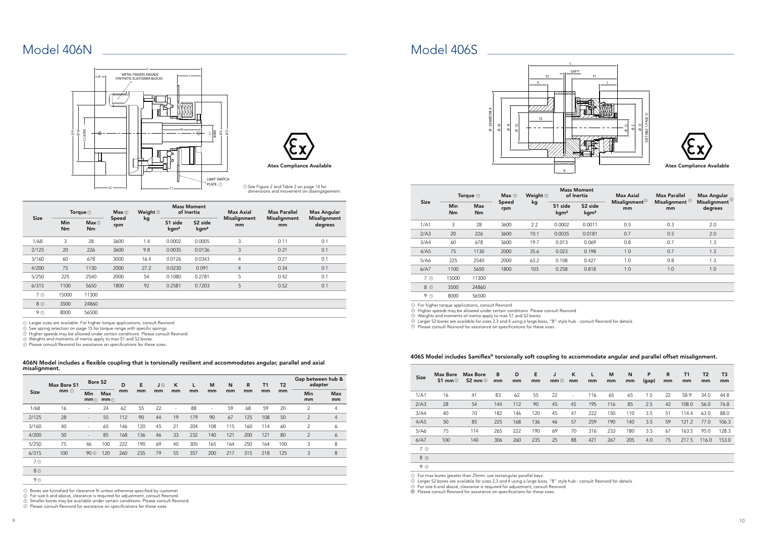# Model 406N

METAL FINGERS ENGAGE SYNTHETIC ELASTOMER BLOCKS

LIMIT SWITCH PLATE ①

Atex Compliance Available

① See Figure 2 and Table 2 on page 14 for dimensions and movement on disengagement.

| Size | Torque ① | | Max ③ Speed rpm | Weight ④ kg | Mass Moment of Inertia | | Max Axial Misalignment mm | Max Parallel Misalignment mm | Max Angular Misalignment degrees |
|---|---|---|---|---|---|---|---|---|---|
| | Min Nm | Max ② Nm | | | S1 side kgm² | S2 side kgm² | | | |
| 1/68 | 3 | 28 | 3600 | 1.4 | 0.0002 | 0.0005 | 3 | 0.11 | 0.1 |
| 2/125 | 20 | 226 | 3600 | 9.8 | 0.0035 | 0.0136 | 3 | 0.21 | 0.1 |
| 3/160 | 60 | 678 | 3000 | 16.4 | 0.0126 | 0.0343 | 4 | 0.27 | 0.1 |
| 4/200 | 75 | 1130 | 2000 | 27.2 | 0.0230 | 0.091 | 4 | 0.34 | 0.1 |
| 5/250 | 225 | 2540 | 2000 | 54 | 0.1080 | 0.2781 | 5 | 0.42 | 0.1 |
| 6/315 | 1100 | 5650 | 1800 | 92 | 0.2581 | 0.7203 | 5 | 0.52 | 0.1 |
| 7 ⑤ | 15000 | 11300 | | | | | | | |
| 8 ⑤ | 3500 | 24860 | | | | | | | |
| 9 ⑤ | 8000 | 56500 | | | | | | | |

① Larger sizes are available. For higher torque applications, consult Rexnord.
② See spring selection on page 15 for torque range with specific springs.
③ Higher speeds may be allowed under certain conditions. Please consult Rexnord.
④ Weights and moments of inertia apply to max S1 and S2 bores.
⑤ Please consult Rexnord for assistance on specifications for these sizes.

**406N Model includes a flexible coupling that is torsionally resilient and accommodates angular, parallel and axial misalignment.**

| Size | Max Bore S1 mm ① | Bore S2 | | D mm | E mm | J ② mm | K mm | L mm | M mm | N mm | R mm | T1 mm | T2 mm | Gap between hub & adapter | |
|---|---|---|---|---|---|---|---|---|---|---|---|---|---|---|---|
| | | Min mm ① | Max mm ① | | | | | | | | | | | Min mm | Max mm |
| 1/68 | 16 | - | 24 | 62 | 55 | 22 | - | 88 | - | 59 | 68 | 59 | 20 | 2 | 4 |
| 2/125 | 28 | - | 55 | 112 | 90 | 44 | 19 | 179 | 90 | 67 | 125 | 108 | 50 | 2 | 4 |
| 3/160 | 40 | - | 65 | 146 | 120 | 45 | 21 | 204 | 108 | 115 | 160 | 114 | 60 | 2 | 6 |
| 4/200 | 50 | - | 85 | 168 | 136 | 46 | 33 | 232 | 140 | 121 | 200 | 121 | 80 | 2 | 6 |
| 5/250 | 75 | 46 | 100 | 222 | 190 | 69 | 40 | 305 | 165 | 164 | 250 | 164 | 100 | 3 | 8 |
| 6/315 | 100 | 90 ③ | 120 | 260 | 235 | 79 | 55 | 357 | 200 | 217 | 315 | 218 | 125 | 3 | 8 |
| 7 ④ | | | | | | | | | | | | | | | |
| 8 ④ | | | | | | | | | | | | | | | |
| 9 ④ | | | | | | | | | | | | | | | |

① Bores are furnished for clearance fit unless otherwise specified by customer.
② For size 6 and above, clearance is required for adjustment, consult Rexnord.
③ Smaller bores may be available under certain conditions. Please consult Rexnord.
④ Please consult Rexnord for assistance on specifications for these sizes.

# Model 406S

SEE TABLE 1 PAGE 15

Atex Compliance Available

| Size | Torque ① | | Max ② Speed rpm | Weight ③ kg | Mass Moment of Inertia | | Max Axial Misalignment ④ mm | Max Parallel Misalignment ④ mm | Max Angular Misalignment ④ degrees |
|---|---|---|---|---|---|---|---|---|---|
| | Min Nm | Max Nm | | | S1 side kgm² | S2 side kgm² | | | |
| 1/A1 | 3 | 28 | 3600 | 2.2 | 0.0002 | 0.0011 | 0.5 | 0.3 | 2.0 |
| 2/A3 | 20 | 226 | 3600 | 10.1 | 0.0035 | 0.0181 | 0.7 | 0.5 | 2.0 |
| 3/A4 | 60 | 678 | 3600 | 19.7 | 0.013 | 0.069 | 0.8 | 0.7 | 1.3 |
| 4/A5 | 75 | 1130 | 2000 | 35.6 | 0.023 | 0.198 | 1.0 | 0.7 | 1.3 |
| 5/A6 | 225 | 2540 | 2000 | 63.2 | 0.108 | 0.427 | 1.0 | 0.8 | 1.3 |
| 6/A7 | 1100 | 5650 | 1800 | 103 | 0.258 | 0.818 | 1.0 | 1.0 | 1.0 |
| 7 ⑤ | 15000 | 11300 | | | | | | | |
| 8 ⑤ | 3500 | 24860 | | | | | | | |
| 9 ⑤ | 8000 | 56500 | | | | | | | |

① For higher torque applications, consult Rexnord.
② Higher speeds may be allowed under certain conditions. Please consult Rexnord.
③ Weights and moments of inertia apply to max S1 and S2 bores.
④ Larger S2 bores are available for sizes 2,3 and 4 using a large boss, "B" style hub - consult Rexnord for details.
⑤ Please consult Rexnord for assistance on specifications for these sizes.

**406S Model includes Samiflex® torsionally soft coupling to accommodate angular and parallel offset misalignment.**

| Size | Max Bore S1 mm ① | Max Bore S2 mm ② | B mm | D mm | E mm | J mm ③ | K mm | L mm | M mm | N mm | P (gap) | R mm | T1 mm | T2 mm | T3 mm |
|---|---|---|---|---|---|---|---|---|---|---|---|---|---|---|---|
| 1/A1 | 16 | 41 | 83 | 62 | 55 | 22 | - | 116 | 65 | 65 | 1.5 | 22 | 58.9 | 34.0 | 44.8 |
| 2/A3 | 28 | 54 | 144 | 112 | 90 | 45 | 45 | 195 | 116 | 85 | 2.5 | 42 | 108.0 | 56.0 | 76.8 |
| 3/A4 | 40 | 70 | 182 | 146 | 120 | 45 | 47 | 222 | 150 | 110 | 3.5 | 51 | 114.4 | 63.0 | 88.0 |
| 4/A5 | 50 | 85 | 225 | 168 | 136 | 46 | 57 | 259 | 190 | 140 | 3.5 | 59 | 121.2 | 77.0 | 106.3 |
| 5/A6 | 75 | 114 | 265 | 222 | 190 | 69 | 70 | 316 | 233 | 180 | 3.5 | 67 | 163.5 | 95.0 | 128.3 |
| 6/A7 | 100 | 140 | 306 | 260 | 235 | 25 | 88 | 421 | 267 | 205 | 4.0 | 75 | 217.5 | 116.0 | 153.0 |
| 7 ④ | | | | | | | | | | | | | | | |
| 8 ④ | | | | | | | | | | | | | | | |
| 9 ④ | | | | | | | | | | | | | | | |

① For max bores greater than 25mm, use rectangular parallel keys.
② Larger S2 bores are available for sizes 2,3 and 4 using a large boss, "B" style hub - consult Rexnord for details.
③ For size 6 and above, clearance is required for adjustment, consult Rexnord.
④ Please consult Rexnord for assistance on specifications for these sizes.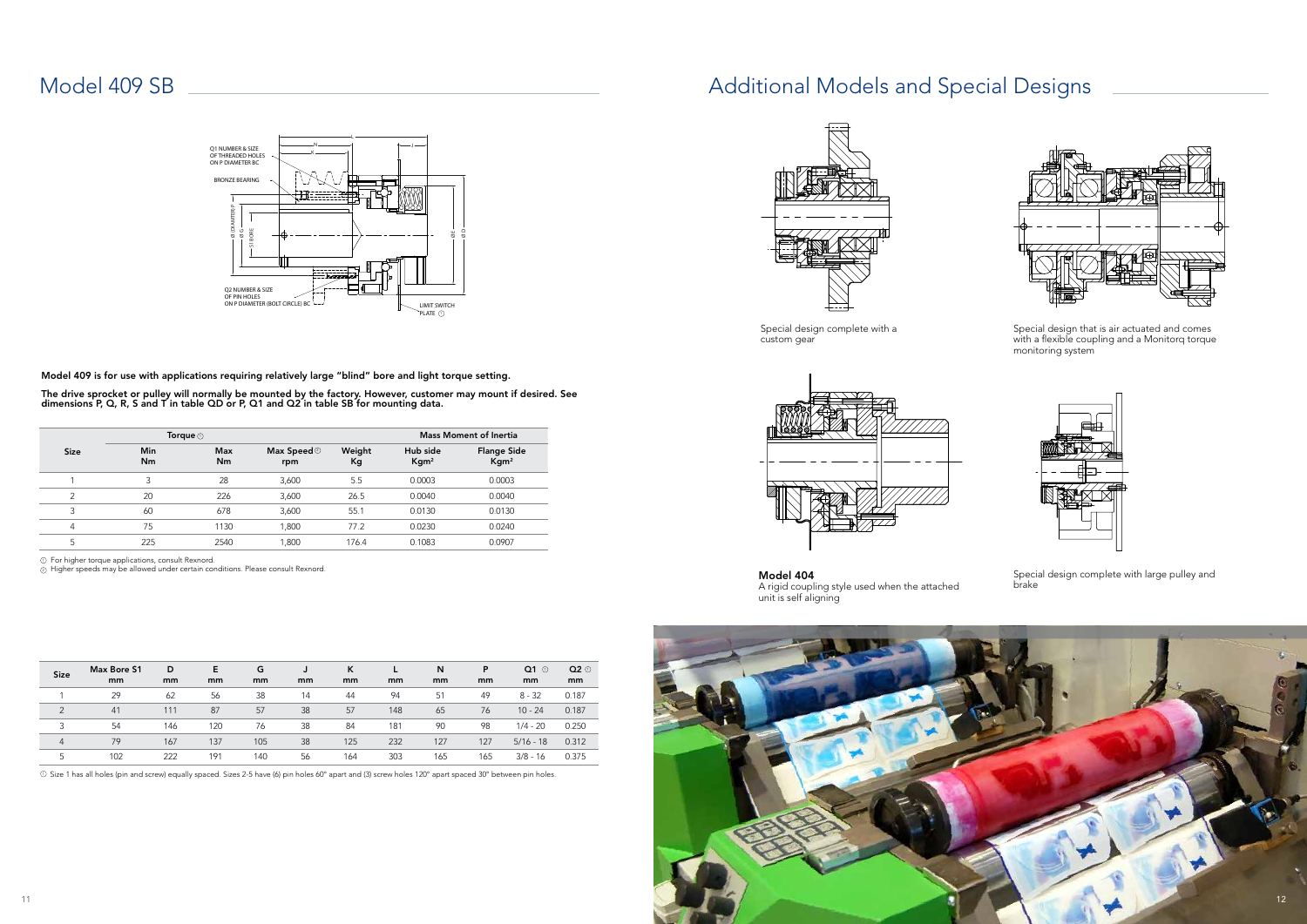# Model 409 SB

Model 409 is for use with applications requiring relatively large "blind" bore and light torque setting.

The drive sprocket or pulley will normally be mounted by the factory. However, customer may mount if desired. See dimensions P, Q, R, S and T in table QD or P, Q1 and Q2 in table SB for mounting data.

| Size | Torque ① | | | | Mass Moment of Inertia | |
|---|---|---|---|---|---|---|
| | Min Nm | Max Nm | Max Speed ② rpm | Weight Kg | Hub side Kgm² | Flange Side Kgm² |
| 1 | 3 | 28 | 3,600 | 5.5 | 0.0003 | 0.0003 |
| 2 | 20 | 226 | 3,600 | 26.5 | 0.0040 | 0.0040 |
| 3 | 60 | 678 | 3,600 | 55.1 | 0.0130 | 0.0130 |
| 4 | 75 | 1130 | 1,800 | 77.2 | 0.0230 | 0.0240 |
| 5 | 225 | 2540 | 1,800 | 176.4 | 0.1083 | 0.0907 |

① For higher torque applications, consult Rexnord.
② Higher speeds may be allowed under certain conditions. Please consult Rexnord.

| Size | Max Bore S1 mm | D mm | E mm | G mm | J mm | K mm | L mm | N mm | P mm | Q1 ① mm | Q2 ① mm |
|---|---|---|---|---|---|---|---|---|---|---|---|
| 1 | 29 | 62 | 56 | 38 | 14 | 44 | 94 | 51 | 49 | 8 - 32 | 0.187 |
| 2 | 41 | 111 | 87 | 57 | 38 | 57 | 148 | 65 | 76 | 10 - 24 | 0.187 |
| 3 | 54 | 146 | 120 | 76 | 38 | 84 | 181 | 90 | 98 | 1/4 - 20 | 0.250 |
| 4 | 79 | 167 | 137 | 105 | 38 | 125 | 232 | 127 | 127 | 5/16 - 18 | 0.312 |
| 5 | 102 | 222 | 191 | 140 | 56 | 164 | 303 | 165 | 165 | 3/8 - 16 | 0.375 |

① Size 1 has all holes (pin and screw) equally spaced. Sizes 2-5 have (6) pin holes 60° apart and (3) screw holes 120° apart spaced 30° between pin holes.

# Additional Models and Special Designs

Special design complete with a custom gear

Special design that is air actuated and comes with a flexible coupling and a Monitorq torque monitoring system

**Model 404**
A rigid coupling style used when the attached unit is self aligning

Special design complete with large pulley and brake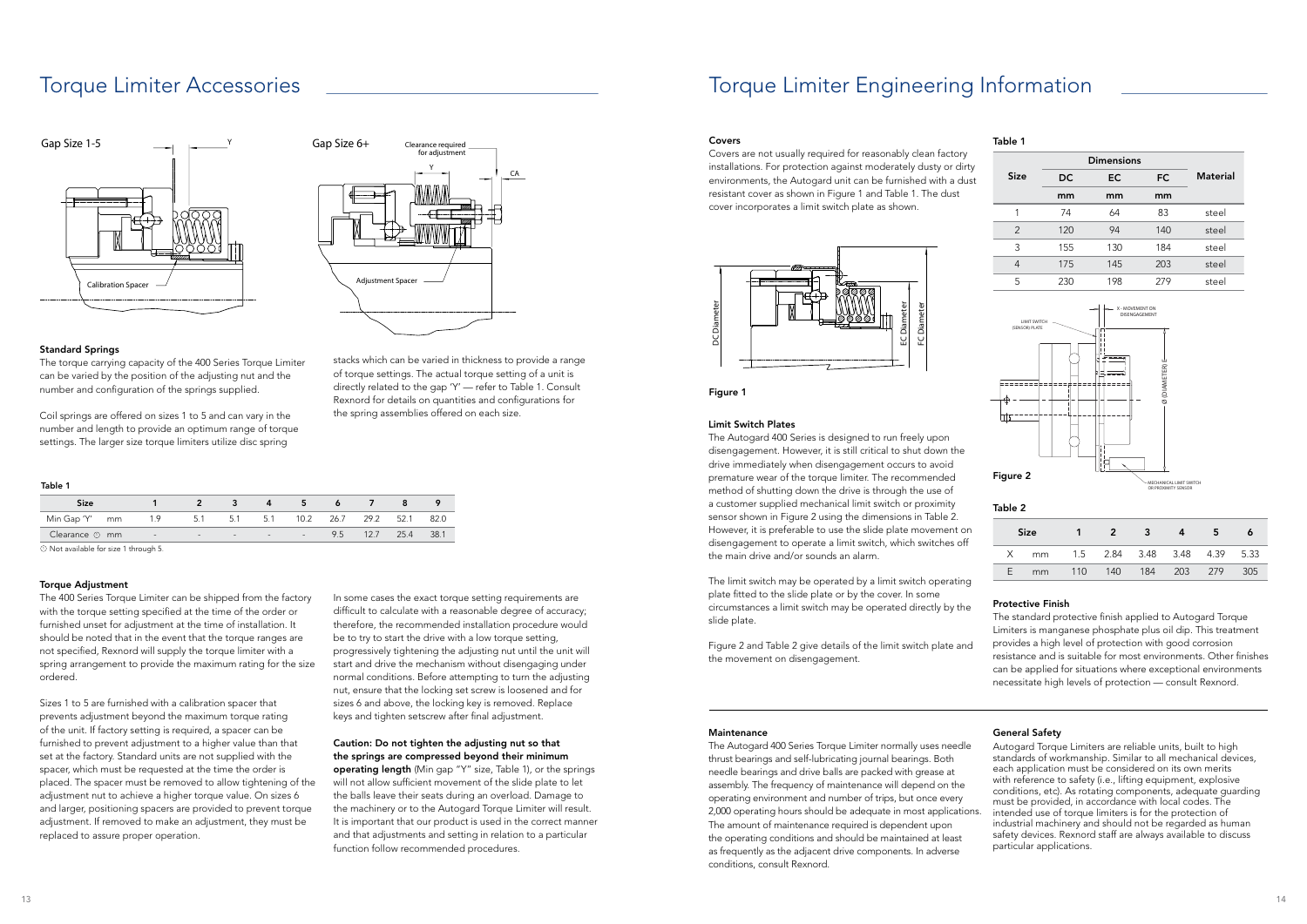# Torque Limiter Accessories

### Standard Springs

The torque carrying capacity of the 400 Series Torque Limiter can be varied by the position of the adjusting nut and the number and configuration of the springs supplied.

Coil springs are offered on sizes 1 to 5 and can vary in the number and length to provide an optimum range of torque settings. The larger size torque limiters utilize disc spring stacks which can be varied in thickness to provide a range of torque settings. The actual torque setting of a unit is directly related to the gap 'Y' — refer to Table 1. Consult Rexnord for details on quantities and configurations for the spring assemblies offered on each size.

**Table 1**

| Size | | 1 | 2 | 3 | 4 | 5 | 6 | 7 | 8 | 9 |
|---|---|---|---|---|---|---|---|---|---|---|
| Min Gap 'Y' | mm | 1.9 | 5.1 | 5.1 | 5.1 | 10.2 | 26.7 | 29.2 | 52.1 | 82.0 |
| Clearance ⓘ | mm | - | - | - | - | - | 9.5 | 12.7 | 25.4 | 38.1 |

ⓘ Not available for size 1 through 5.

### Torque Adjustment

The 400 Series Torque Limiter can be shipped from the factory with the torque setting specified at the time of the order or furnished unset for adjustment at the time of installation. It should be noted that in the event that the torque ranges are not specified, Rexnord will supply the torque limiter with a spring arrangement to provide the maximum rating for the size ordered.

Sizes 1 to 5 are furnished with a calibration spacer that prevents adjustment beyond the maximum torque rating of the unit. If factory setting is required, a spacer can be furnished to prevent adjustment to a higher value than that set at the factory. Standard units are not supplied with the spacer, which must be requested at the time the order is placed. The spacer must be removed to allow tightening of the adjustment nut to achieve a higher torque value. On sizes 6 and larger, positioning spacers are provided to prevent torque adjustment. If removed to make an adjustment, they must be replaced to assure proper operation.

In some cases the exact torque setting requirements are difficult to calculate with a reasonable degree of accuracy; therefore, the recommended installation procedure would be to try to start the drive with a low torque setting, progressively tightening the adjusting nut until the unit will start and drive the mechanism without disengaging under normal conditions. Before attempting to turn the adjusting nut, ensure that the locking set screw is loosened and for sizes 6 and above, the locking key is removed. Replace keys and tighten setscrew after final adjustment.

**Caution: Do not tighten the adjusting nut so that the springs are compressed beyond their minimum operating length** (Min gap "Y" size, Table 1), or the springs will not allow sufficient movement of the slide plate to let the balls leave their seats during an overload. Damage to the machinery or to the Autogard Torque Limiter will result. It is important that our product is used in the correct manner and that adjustments and setting in relation to a particular function follow recommended procedures.

# Torque Limiter Engineering Information

### Covers

Covers are not usually required for reasonably clean factory installations. For protection against moderately dusty or dirty environments, the Autogard unit can be furnished with a dust resistant cover as shown in Figure 1 and Table 1. The dust cover incorporates a limit switch plate as shown.

Figure 1

**Table 1**

| Size | Dimensions | | | Material |
|---|---|---|---|---|
| | DC | EC | FC | |
| | mm | mm | mm | |
| 1 | 74 | 64 | 83 | steel |
| 2 | 120 | 94 | 140 | steel |
| 3 | 155 | 130 | 184 | steel |
| 4 | 175 | 145 | 203 | steel |
| 5 | 230 | 198 | 279 | steel |

### Limit Switch Plates

The Autogard 400 Series is designed to run freely upon disengagement. However, it is still critical to shut down the drive immediately when disengagement occurs to avoid premature wear of the torque limiter. The recommended method of shutting down the drive is through the use of a customer supplied mechanical limit switch or proximity sensor shown in Figure 2 using the dimensions in Table 2. However, it is preferable to use the slide plate movement on disengagement to operate a limit switch, which switches off the main drive and/or sounds an alarm.

The limit switch may be operated by a limit switch operating plate fitted to the slide plate or by the cover. In some circumstances a limit switch may be operated directly by the slide plate.

Figure 2 and Table 2 give details of the limit switch plate and the movement on disengagement.

Figure 2

**Table 2**

| Size | | 1 | 2 | 3 | 4 | 5 | 6 |
|---|---|---|---|---|---|---|---|
| X | mm | 1.5 | 2.84 | 3.48 | 3.48 | 4.39 | 5.33 |
| E | mm | 110 | 140 | 184 | 203 | 279 | 305 |

### Protective Finish

The standard protective finish applied to Autogard Torque Limiters is manganese phosphate plus oil dip. This treatment provides a high level of protection with good corrosion resistance and is suitable for most environments. Other finishes can be applied for situations where exceptional environments necessitate high levels of protection — consult Rexnord.

### Maintenance

The Autogard 400 Series Torque Limiter normally uses needle thrust bearings and self-lubricating journal bearings. Both needle bearings and drive balls are packed with grease at assembly. The frequency of maintenance will depend on the operating environment and number of trips, but once every 2,000 operating hours should be adequate in most applications. The amount of maintenance required is dependent upon the operating conditions and should be maintained at least as frequently as the adjacent drive components. In adverse conditions, consult Rexnord.

### General Safety

Autogard Torque Limiters are reliable units, built to high standards of workmanship. Similar to all mechanical devices, each application must be considered on its own merits with reference to safety (i.e., lifting equipment, explosive conditions, etc). As rotating components, adequate guarding must be provided, in accordance with local codes. The intended use of torque limiters is for the protection of industrial machinery and should not be regarded as human safety devices. Rexnord staff are always available to discuss particular applications.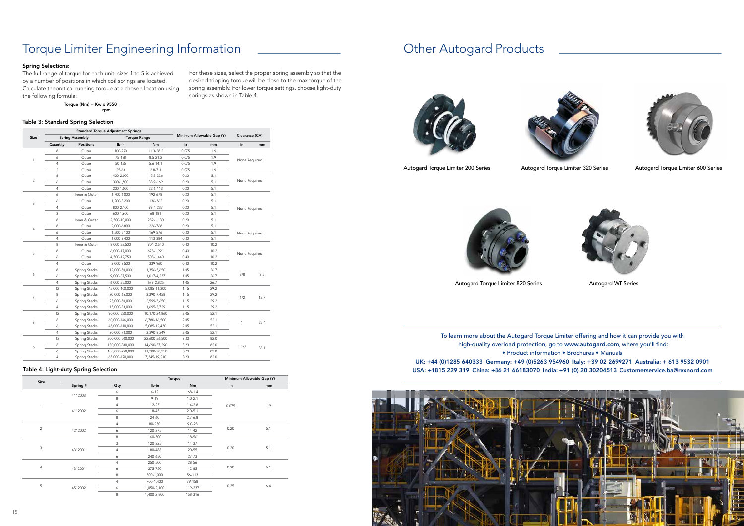# Torque Limiter Engineering Information

### Spring Selections:

The full range of torque for each unit, sizes 1 to 5 is achieved by a number of positions in which coil springs are located. Calculate theoretical running torque at a chosen location using the following formula:

$$\text{Torque (Nm)} = \frac{Kw \times 9550}{rpm}$$

For these sizes, select the proper spring assembly so that the desired tripping torque will be close to the max torque of the spring assembly. For lower torque settings, choose light-duty springs as shown in Table 4.

### Table 3: Standard Spring Selection

| Size | Standard Torque Adjustment Springs | | | | Minimum Allowable Gap (Y) | | Clearance (CA) | |
|---|---|---|---|---|---|---|---|---|
| | Spring Assembly | | Torque Range | | | | | |
| | Quantity | Positions | lb-in | Nm | in | mm | in | mm |
| 1 | 8 | Outer | 100-250 | 11.3-28.2 | 0.075 | 1.9 | None Required | |
| | 6 | Outer | 75-188 | 8.5-21.2 | 0.075 | 1.9 | | |
| | 4 | Outer | 50-125 | 5.6-14.1 | 0.075 | 1.9 | | |
| | 2 | Outer | 25-63 | 2.8-7.1 | 0.075 | 1.9 | | |
| 2 | 8 | Outer | 400-2,000 | 45.2-226 | 0.20 | 5.1 | None Required | |
| | 6 | Outer | 300-1,500 | 33.9-169 | 0.20 | 5.1 | | |
| | 4 | Outer | 200-1,000 | 22.6-113 | 0.20 | 5.1 | | |
| 3 | 6 | Inner & Outer | 1,700-6,000 | 192-678 | 0.20 | 5.1 | None Required | |
| | 6 | Outer | 1,200-3,200 | 136-362 | 0.20 | 5.1 | | |
| | 4 | Outer | 800-2,100 | 98.4-237 | 0.20 | 5.1 | | |
| | 3 | Outer | 600-1,600 | 68-181 | 0.20 | 5.1 | | |
| 4 | 8 | Inner & Outer | 2,500-10,000 | 282-1,130 | 0.20 | 5.1 | None Required | |
| | 8 | Outer | 2,000-6,800 | 226-768 | 0.20 | 5.1 | | |
| | 6 | Outer | 1,500-5,100 | 169-576 | 0.20 | 5.1 | | |
| | 4 | Outer | 1,000-3,400 | 113-384 | 0.20 | 5.1 | | |
| 5 | 8 | Inner & Outer | 8,000-22,500 | 904-2,540 | 0.40 | 10.2 | None Required | |
| | 8 | Outer | 6,000-17,000 | 678-1,921 | 0.40 | 10.2 | | |
| | 6 | Outer | 4,500-12,750 | 508-1,440 | 0.40 | 10.2 | | |
| | 4 | Outer | 3,000-8,500 | 339-960 | 0.40 | 10.2 | | |
| 6 | 8 | Spring Stacks | 12,000-50,000 | 1,356-5,650 | 1.05 | 26.7 | 3/8 | 9.5 |
| | 6 | Spring Stacks | 9,000-37,500 | 1,017-4,237 | 1.05 | 26.7 | | |
| | 4 | Spring Stacks | 6,000-25,000 | 678-2,825 | 1.05 | 26.7 | | |
| 7 | 12 | Spring Stacks | 45,000-100,000 | 5,085-11,300 | 1.15 | 29.2 | 1/2 | 12.7 |
| | 8 | Spring Stacks | 30,000-66,000 | 3,390-7,458 | 1.15 | 29.2 | | |
| | 6 | Spring Stacks | 23,000-50,000 | 2,599-5,650 | 1.15 | 29.2 | | |
| | 4 | Spring Stacks | 15,000-33,000 | 1,695-3,729 | 1.15 | 29.2 | | |
| 8 | 12 | Spring Stacks | 90,000-220,000 | 10,170-24,860 | 2.05 | 52.1 | 1 | 25.4 |
| | 8 | Spring Stacks | 60,000-146,000 | 6,780-16,500 | 2.05 | 52.1 | | |
| | 6 | Spring Stacks | 45,000-110,000 | 5,085-12,430 | 2.05 | 52.1 | | |
| | 4 | Spring Stacks | 30,000-73,000 | 3,390-8,249 | 2.05 | 52.1 | | |
| 9 | 12 | Spring Stacks | 200,000-500,000 | 22,600-56,500 | 3.23 | 82.0 | 1 1/2 | 38.1 |
| | 8 | Spring Stacks | 130,000-330,000 | 14,690-37,290 | 3.23 | 82.0 | | |
| | 6 | Spring Stacks | 100,000-250,000 | 11,300-28,250 | 3.23 | 82.0 | | |
| | 4 | Spring Stacks | 65,000-170,000 | 7,345-19,210 | 3.23 | 82.0 | | |

### Table 4: Light-duty Spring Selection

| Size | Torque | | | | Minimum Allowable Gap (Y) | |
|---|---|---|---|---|---|---|
| | Spring # | Qty | lb-in | Nm | in | mm |
| 1 | 4112003 | 6 | 6-12 | .68-1.4 | 0.075 | 1.9 |
| | | 8 | 9-19 | 1.0-2.1 | | |
| | 4112002 | 4 | 12-25 | 1.4-2.8 | | |
| | | 6 | 18-45 | 2.0-5.1 | | |
| | | 8 | 24-60 | 2.7-6.8 | | |
| 2 | 4212002 | 4 | 80-250 | 9.0-28 | 0.20 | 5.1 |
| | | 6 | 120-375 | 14-42 | | |
| | | 8 | 160-500 | 18-56 | | |
| 3 | 4312001 | 3 | 120-325 | 14-37 | 0.20 | 5.1 |
| | | 4 | 180-488 | 20-55 | | |
| | | 6 | 240-650 | 27-73 | | |
| 4 | 4312001 | 4 | 250-500 | 28-56 | 0.20 | 5.1 |
| | | 6 | 375-750 | 42-85 | | |
| | | 8 | 500-1,000 | 56-113 | | |
| 5 | 4512002 | 4 | 700-1,400 | 79-158 | 0.25 | 6.4 |
| | | 6 | 1,050-2,100 | 119-237 | | |
| | | 8 | 1,400-2,800 | 158-316 | | |

# Other Autogard Products

Autogard Torque Limiter 200 Series

Autogard Torque Limiter 320 Series

Autogard Torque Limiter 600 Series

Autogard Torque Limiter 820 Series

Autogard WT Series

To learn more about the Autogard Torque Limiter offering and how it can provide you with high-quality overload protection, go to **www.autogard.com**, where you'll find:

• Product information • Brochures • Manuals

**UK: +44 (0)1285 640333 Germany: +49 (0)5263 954960 Italy: +39 02 2699271 Australia: + 613 9532 0901**
**USA: +1815 229 319 China: +86 21 66183070 India: +91 (0) 20 30204513 Customerservice.ba@rexnord.com**